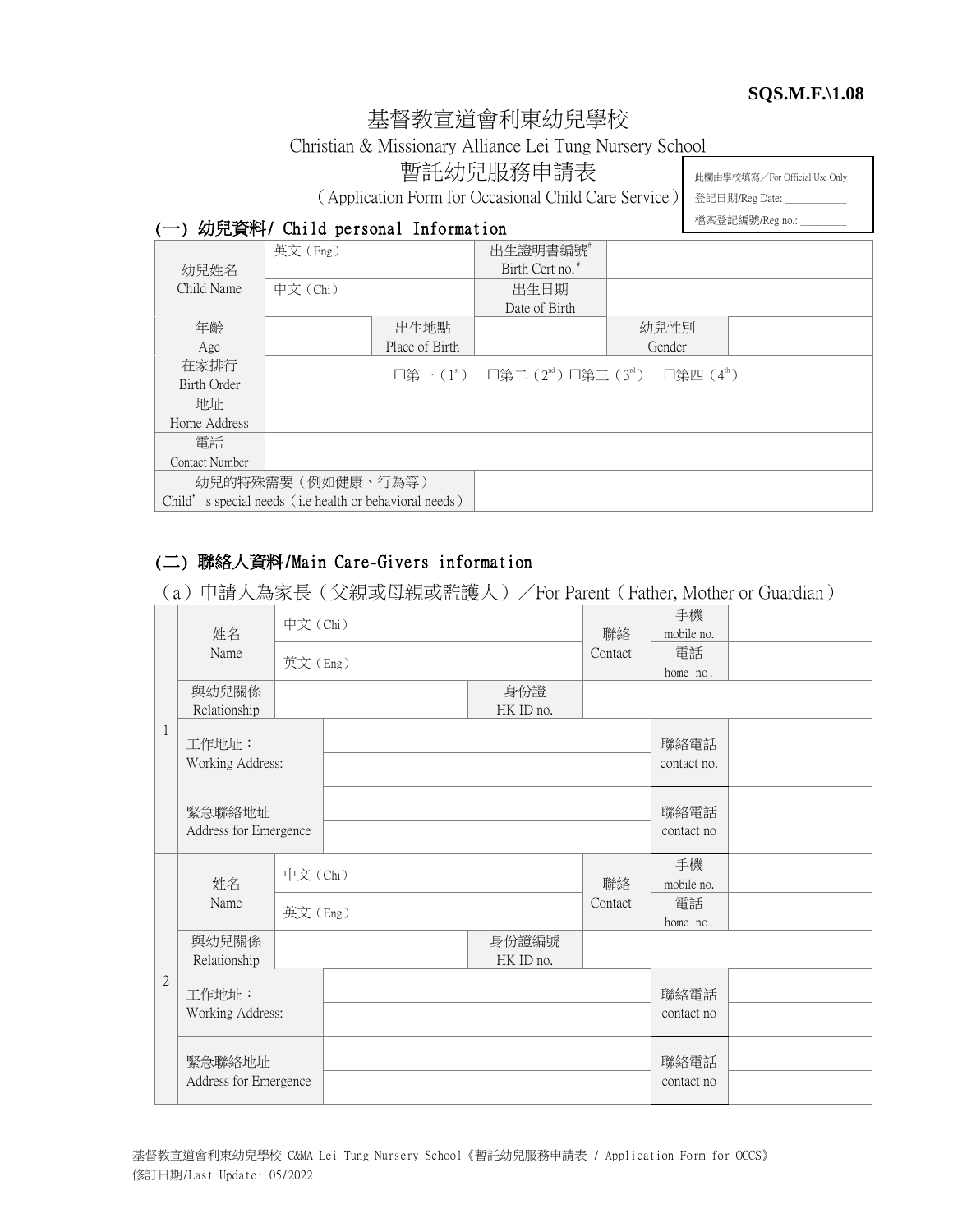**SQS.M.F.\1.08**

# 基督教宣道會利東幼兒學校

Christian & Missionary Alliance Lei Tung Nursery School

## 暫託幼兒服務申請表

（Application Form for Occasional Child Care Service）

| 此欄由學校填寫／For Official Use Only |
|---|
| 登記日期/Reg Date: ___________ |
| 檔案登記編號/Reg no.: ________ |

## (一) 幼兒資料/ Child personal Information

| 幼兒姓名<br>Child Name | 英文（Eng） | | 出生證明書編號#<br>Birth Cert no.# | | |
|---|---|---|---|---|---|
| | 中文（Chi） | | 出生日期<br>Date of Birth | | |
| 年齡<br>Age | | 出生地點<br>Place of Birth | | 幼兒性別<br>Gender | |
| 在家排行<br>Birth Order | □第一（1st） □第二（2nd）□第三（3rd） □第四（4th） | | | | |
| 地址<br>Home Address | | | | | |
| 電話<br>Contact Number | | | | | |
| 幼兒的特殊需要（例如健康、行為等）<br>Child's special needs（i.e health or behavioral needs） | | | | | |

## (二) 聯絡人資料/Main Care-Givers information

（a）申請人為家長（父親或母親或監護人）／For Parent（Father, Mother or Guardian）

| | | | | | | |
|---|---|---|---|---|---|---|
| 1 | 姓名<br>Name | 中文（Chi） | | 聯絡<br>Contact | 手機<br>mobile no. | |
| | | 英文（Eng） | | | 電話<br>home no. | |
| | 與幼兒關係<br>Relationship | | 身份證<br>HK ID no. | | | |
| | 工作地址：<br>Working Address: | | | | 聯絡電話<br>contact no. | |
| | 緊急聯絡地址<br>Address for Emergence | | | | 聯絡電話<br>contact no | |
| 2 | 姓名<br>Name | 中文（Chi） | | 聯絡<br>Contact | 手機<br>mobile no. | |
| | | 英文（Eng） | | | 電話<br>home no. | |
| | 與幼兒關係<br>Relationship | | 身份證編號<br>HK ID no. | | | |
| | 工作地址：<br>Working Address: | | | | 聯絡電話<br>contact no | |
| | 緊急聯絡地址<br>Address for Emergence | | | | 聯絡電話<br>contact no | |

基督教宣道會利東幼兒學校 C&MA Lei Tung Nursery School《暫託幼兒服務申請表 / Application Form for OCCS》
修訂日期/Last Update: 05/2022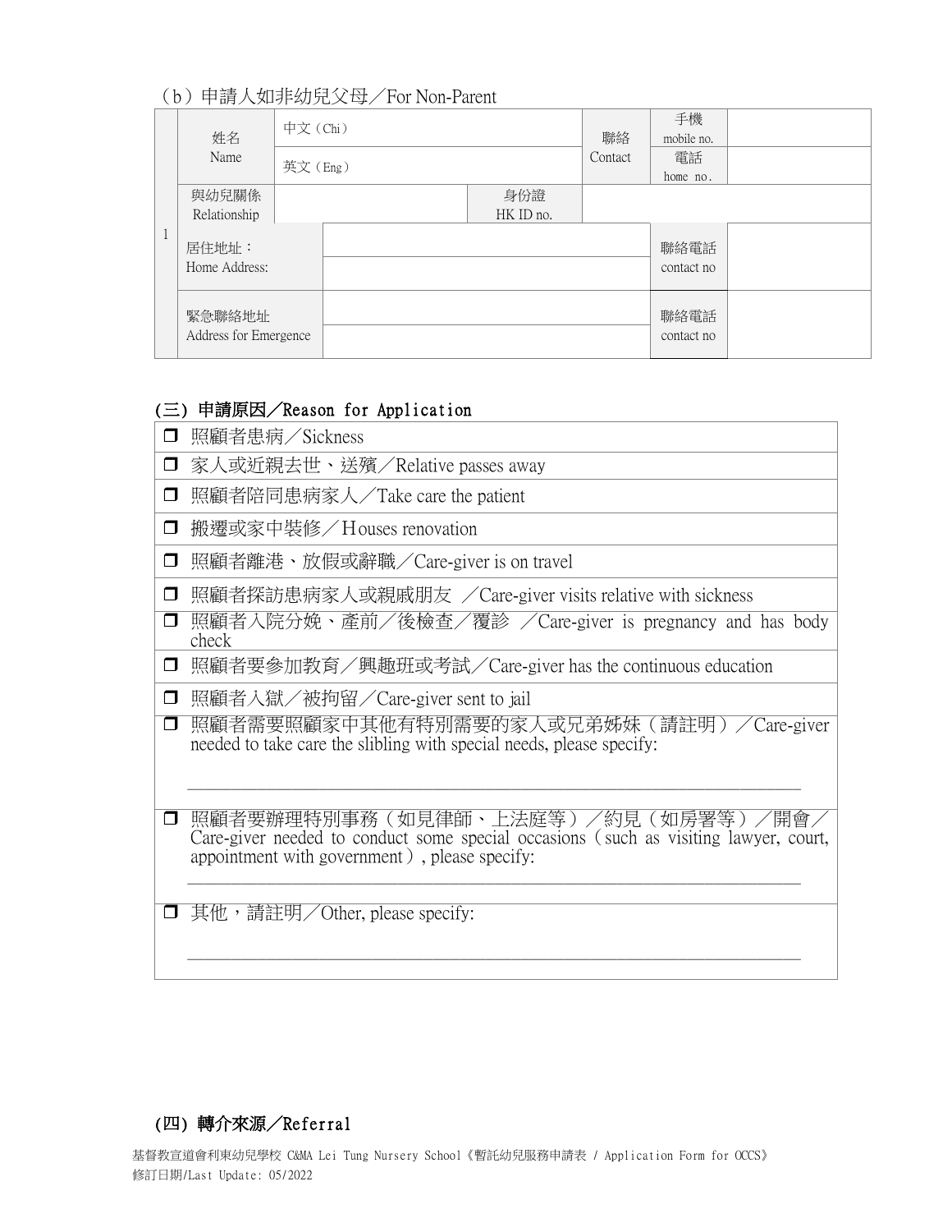（b）申請人如非幼兒父母／For Non-Parent

| | | | | | | | |
|---|---|---|---|---|---|---|---|
| 1 | 姓名 Name | 中文（Chi） | | | 聯絡 Contact | 手機 mobile no. | |
| | | 英文（Eng） | | | | 電話 home no. | |
| | 與幼兒關係 Relationship | | | 身份證 HK ID no. | | | |
| | 居住地址： Home Address: | | | | | 聯絡電話 contact no | |
| | 緊急聯絡地址 Address for Emergence | | | | | 聯絡電話 contact no | |

## (三) 申請原因／Reason for Application

- ❒ 照顧者患病／Sickness
- ❒ 家人或近親去世、送殯／Relative passes away
- ❒ 照顧者陪同患病家人／Take care the patient
- ❒ 搬遷或家中裝修／Houses renovation
- ❒ 照顧者離港、放假或辭職／Care-giver is on travel
- ❒ 照顧者探訪患病家人或親戚朋友 ／Care-giver visits relative with sickness
- ❒ 照顧者入院分娩、產前／後檢查／覆診 ／Care-giver is pregnancy and has body check
- ❒ 照顧者要參加教育／興趣班或考試／Care-giver has the continuous education
- ❒ 照顧者入獄／被拘留／Care-giver sent to jail
- ❒ 照顧者需要照顧家中其他有特別需要的家人或兄弟姊妹（請註明）／Care-giver needed to take care the slibling with special needs, please specify:

  ______________________________________________

- ❒ 照顧者要辦理特別事務（如見律師、上法庭等）／約見（如房署等）／開會／Care-giver needed to conduct some special occasions（such as visiting lawyer, court, appointment with government）, please specify:

  ______________________________________________

- ❒ 其他，請註明／Other, please specify:

  ______________________________________________

## (四) 轉介來源／Referral

基督教宣道會利東幼兒學校 C&MA Lei Tung Nursery School《暫託幼兒服務申請表 / Application Form for OCCS》
修訂日期/Last Update: 05/2022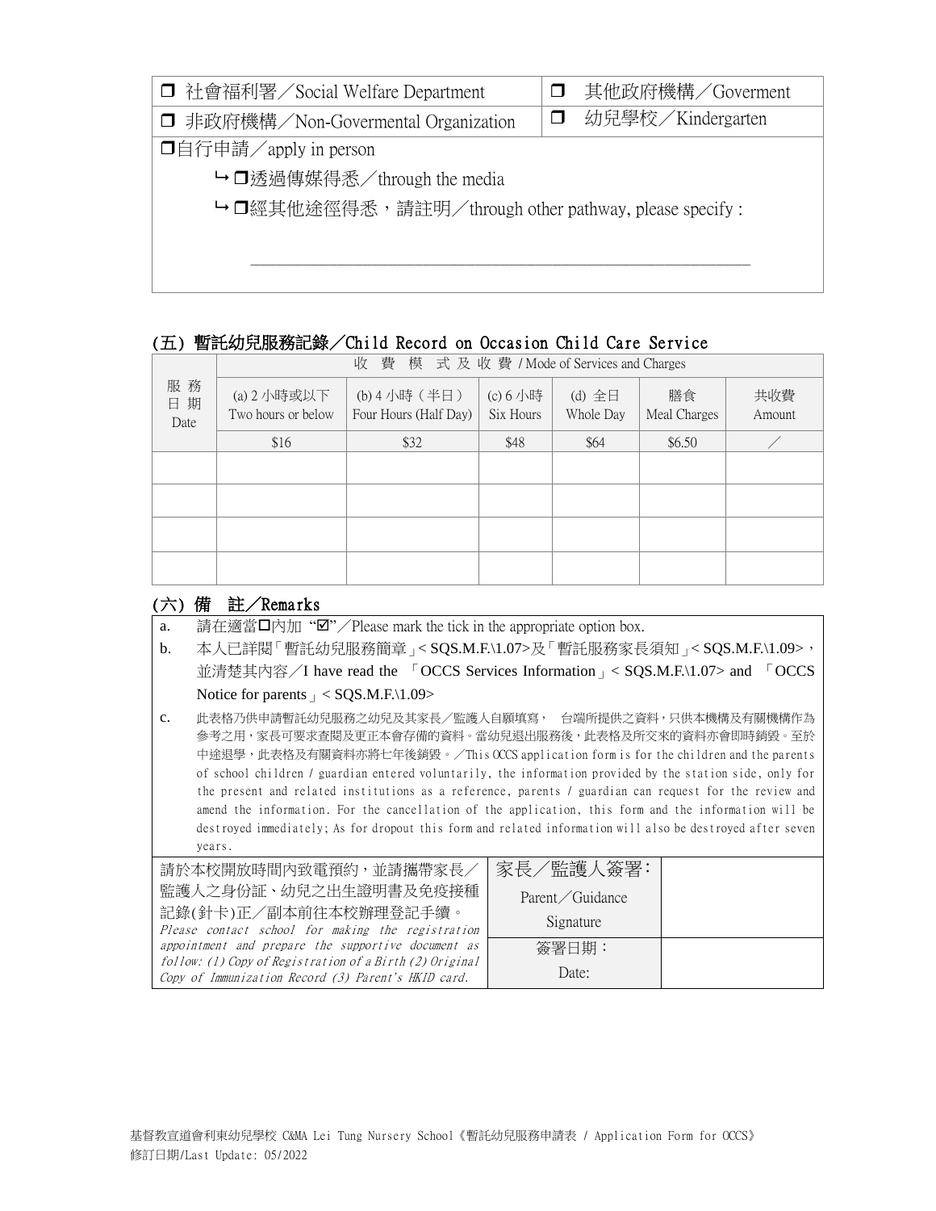| | |
|---|---|
| ❐ 社會福利署／Social Welfare Department | ❐ 其他政府機構／Goverment |
| ❐ 非政府機構／Non-Govermental Organization | ❐ 幼兒學校／Kindergarten |

❐自行申請／apply in person

↳ ❐透過傳媒得悉／through the media

↳ ❐經其他途徑得悉，請註明／through other pathway, please specify :

\_\_\_\_\_\_\_\_\_\_\_\_\_\_\_\_\_\_\_\_\_\_\_\_\_\_\_\_\_\_\_\_\_\_\_\_\_\_\_\_\_\_\_\_\_\_\_\_\_\_\_\_

## (五) 暫託幼兒服務記錄／Child Record on Occasion Child Care Service

| 服務日期 Date | 收費模式及收費 / Mode of Services and Charges | | | | | |
|---|---|---|---|---|---|---|
| | (a) 2 小時或以下 Two hours or below | (b) 4 小時（半日） Four Hours (Half Day) | (c) 6 小時 Six Hours | (d) 全日 Whole Day | 膳食 Meal Charges | 共收費 Amount |
| | $16 | $32 | $48 | $64 | $6.50 | ／ |
| | | | | | | |
| | | | | | | |
| | | | | | | |
| | | | | | | |

## (六) 備　註／Remarks

a. 請在適當❐內加 "☑"／Please mark the tick in the appropriate option box.

b. 本人已詳閱「暫託幼兒服務簡章」< SQS.M.F.\1.07>及「暫託服務家長須知」< SQS.M.F.\1.09>，並清楚其內容／I have read the 「OCCS Services Information」< SQS.M.F.\1.07> and 「OCCS Notice for parents」< SQS.M.F.\1.09>

c. 此表格乃供申請暫託幼兒服務之幼兒及其家長／監護人自願填寫， 台端所提供之資料，只供本機構及有關機構作為參考之用，家長可要求查閱及更正本會存備的資料。當幼兒退出服務後，此表格及所交來的資料亦會即時銷毀。至於中途退學，此表格及有關資料亦將七年後銷毀。／This OCCS application form is for the children and the parents of school children / guardian entered voluntarily, the information provided by the station side, only for the present and related institutions as a reference, parents / guardian can request for the review and amend the information. For the cancellation of the application, this form and the information will be destroyed immediately; As for dropout this form and related information will also be destroyed after seven years.

| | | |
|---|---|---|
| 請於本校開放時間內致電預約，並請攜帶家長／監護人之身份証、幼兒之出生證明書及免疫接種記錄(針卡)正／副本前往本校辦理登記手續。 *Please contact school for making the registration appointment and prepare the supportive document as follow: (1) Copy of Registration of a Birth (2) Original Copy of Immunization Record (3) Parent's HKID card.* | 家長／監護人簽署: Parent／Guidance Signature | |
| | 簽署日期： Date: | |

基督教宣道會利東幼兒學校 C&MA Lei Tung Nursery School《暫託幼兒服務申請表 / Application Form for OCCS》
修訂日期/Last Update: 05/2022